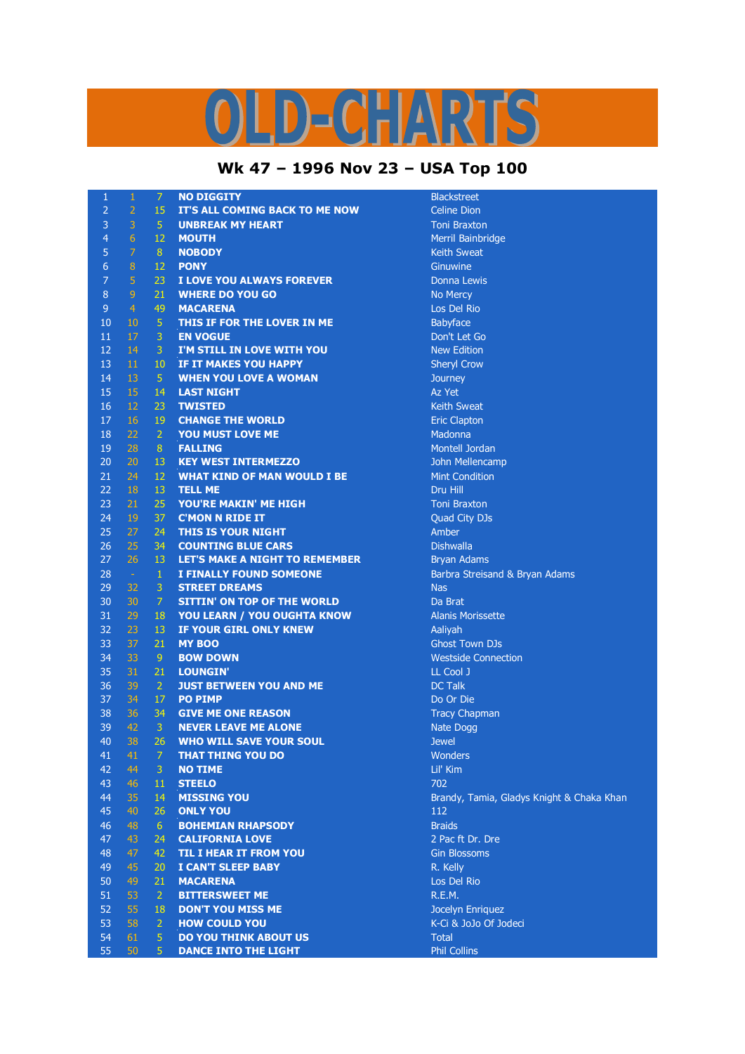# OLD-CHARTS

## Wk 47 – 1996 Nov 23 – USA Top 100

| | | | | |
|---|---|---|---|---|
| 1 | 1 | 7 | NO DIGGITY | Blackstreet |
| 2 | 2 | 15 | IT'S ALL COMING BACK TO ME NOW | Celine Dion |
| 3 | 3 | 5 | UNBREAK MY HEART | Toni Braxton |
| 4 | 6 | 12 | MOUTH | Merril Bainbridge |
| 5 | 7 | 8 | NOBODY | Keith Sweat |
| 6 | 8 | 12 | PONY | Ginuwine |
| 7 | 5 | 23 | I LOVE YOU ALWAYS FOREVER | Donna Lewis |
| 8 | 9 | 21 | WHERE DO YOU GO | No Mercy |
| 9 | 4 | 49 | MACARENA | Los Del Rio |
| 10 | 10 | 5 | THIS IF FOR THE LOVER IN ME | Babyface |
| 11 | 17 | 3 | EN VOGUE | Don't Let Go |
| 12 | 14 | 3 | I'M STILL IN LOVE WITH YOU | New Edition |
| 13 | 11 | 10 | IF IT MAKES YOU HAPPY | Sheryl Crow |
| 14 | 13 | 5 | WHEN YOU LOVE A WOMAN | Journey |
| 15 | 15 | 14 | LAST NIGHT | Az Yet |
| 16 | 12 | 23 | TWISTED | Keith Sweat |
| 17 | 16 | 19 | CHANGE THE WORLD | Eric Clapton |
| 18 | 22 | 2 | YOU MUST LOVE ME | Madonna |
| 19 | 28 | 8 | FALLING | Montell Jordan |
| 20 | 20 | 13 | KEY WEST INTERMEZZO | John Mellencamp |
| 21 | 24 | 12 | WHAT KIND OF MAN WOULD I BE | Mint Condition |
| 22 | 18 | 13 | TELL ME | Dru Hill |
| 23 | 21 | 25 | YOU'RE MAKIN' ME HIGH | Toni Braxton |
| 24 | 19 | 37 | C'MON N RIDE IT | Quad City DJs |
| 25 | 27 | 24 | THIS IS YOUR NIGHT | Amber |
| 26 | 25 | 34 | COUNTING BLUE CARS | Dishwalla |
| 27 | 26 | 13 | LET'S MAKE A NIGHT TO REMEMBER | Bryan Adams |
| 28 | - | 1 | I FINALLY FOUND SOMEONE | Barbra Streisand & Bryan Adams |
| 29 | 32 | 3 | STREET DREAMS | Nas |
| 30 | 30 | 7 | SITTIN' ON TOP OF THE WORLD | Da Brat |
| 31 | 29 | 18 | YOU LEARN / YOU OUGHTA KNOW | Alanis Morissette |
| 32 | 23 | 13 | IF YOUR GIRL ONLY KNEW | Aaliyah |
| 33 | 37 | 21 | MY BOO | Ghost Town DJs |
| 34 | 33 | 9 | BOW DOWN | Westside Connection |
| 35 | 31 | 21 | LOUNGIN' | LL Cool J |
| 36 | 39 | 2 | JUST BETWEEN YOU AND ME | DC Talk |
| 37 | 34 | 17 | PO PIMP | Do Or Die |
| 38 | 36 | 34 | GIVE ME ONE REASON | Tracy Chapman |
| 39 | 42 | 3 | NEVER LEAVE ME ALONE | Nate Dogg |
| 40 | 38 | 26 | WHO WILL SAVE YOUR SOUL | Jewel |
| 41 | 41 | 7 | THAT THING YOU DO | Wonders |
| 42 | 44 | 3 | NO TIME | Lil' Kim |
| 43 | 46 | 11 | STEELO | 702 |
| 44 | 35 | 14 | MISSING YOU | Brandy, Tamia, Gladys Knight & Chaka Khan |
| 45 | 40 | 26 | ONLY YOU | 112 |
| 46 | 48 | 6 | BOHEMIAN RHAPSODY | Braids |
| 47 | 43 | 24 | CALIFORNIA LOVE | 2 Pac ft Dr. Dre |
| 48 | 47 | 42 | TIL I HEAR IT FROM YOU | Gin Blossoms |
| 49 | 45 | 20 | I CAN'T SLEEP BABY | R. Kelly |
| 50 | 49 | 21 | MACARENA | Los Del Rio |
| 51 | 53 | 2 | BITTERSWEET ME | R.E.M. |
| 52 | 55 | 18 | DON'T YOU MISS ME | Jocelyn Enriquez |
| 53 | 58 | 2 | HOW COULD YOU | K-Ci & JoJo Of Jodeci |
| 54 | 61 | 5 | DO YOU THINK ABOUT US | Total |
| 55 | 50 | 5 | DANCE INTO THE LIGHT | Phil Collins |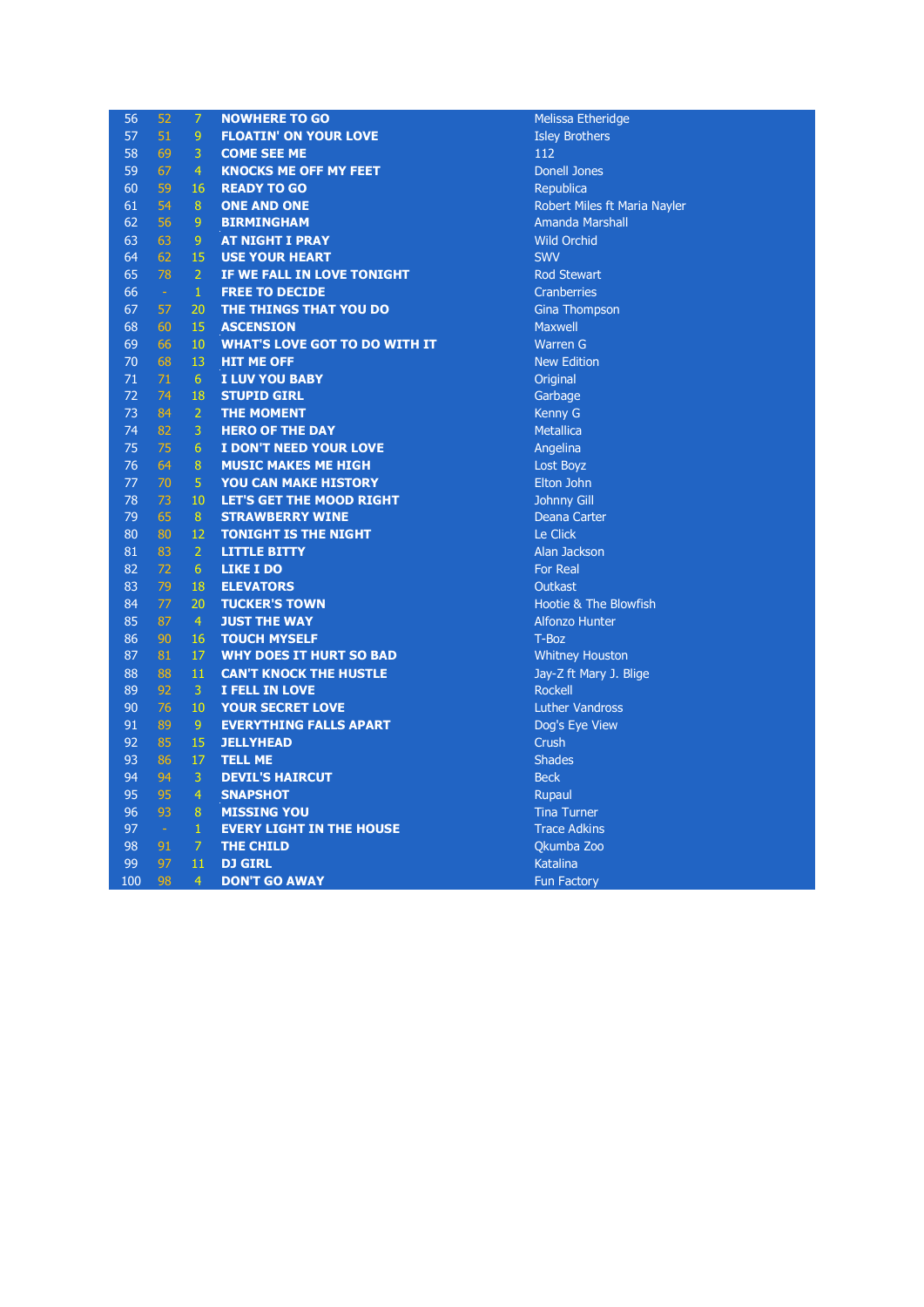| | | | | |
|---|---|---|---|---|
| 56 | 52 | 7 | NOWHERE TO GO | Melissa Etheridge |
| 57 | 51 | 9 | FLOATIN' ON YOUR LOVE | Isley Brothers |
| 58 | 69 | 3 | COME SEE ME | 112 |
| 59 | 67 | 4 | KNOCKS ME OFF MY FEET | Donell Jones |
| 60 | 59 | 16 | READY TO GO | Republica |
| 61 | 54 | 8 | ONE AND ONE | Robert Miles ft Maria Nayler |
| 62 | 56 | 9 | BIRMINGHAM | Amanda Marshall |
| 63 | 63 | 9 | AT NIGHT I PRAY | Wild Orchid |
| 64 | 62 | 15 | USE YOUR HEART | SWV |
| 65 | 78 | 2 | IF WE FALL IN LOVE TONIGHT | Rod Stewart |
| 66 | - | 1 | FREE TO DECIDE | Cranberries |
| 67 | 57 | 20 | THE THINGS THAT YOU DO | Gina Thompson |
| 68 | 60 | 15 | ASCENSION | Maxwell |
| 69 | 66 | 10 | WHAT'S LOVE GOT TO DO WITH IT | Warren G |
| 70 | 68 | 13 | HIT ME OFF | New Edition |
| 71 | 71 | 6 | I LUV YOU BABY | Original |
| 72 | 74 | 18 | STUPID GIRL | Garbage |
| 73 | 84 | 2 | THE MOMENT | Kenny G |
| 74 | 82 | 3 | HERO OF THE DAY | Metallica |
| 75 | 75 | 6 | I DON'T NEED YOUR LOVE | Angelina |
| 76 | 64 | 8 | MUSIC MAKES ME HIGH | Lost Boyz |
| 77 | 70 | 5 | YOU CAN MAKE HISTORY | Elton John |
| 78 | 73 | 10 | LET'S GET THE MOOD RIGHT | Johnny Gill |
| 79 | 65 | 8 | STRAWBERRY WINE | Deana Carter |
| 80 | 80 | 12 | TONIGHT IS THE NIGHT | Le Click |
| 81 | 83 | 2 | LITTLE BITTY | Alan Jackson |
| 82 | 72 | 6 | LIKE I DO | For Real |
| 83 | 79 | 18 | ELEVATORS | Outkast |
| 84 | 77 | 20 | TUCKER'S TOWN | Hootie & The Blowfish |
| 85 | 87 | 4 | JUST THE WAY | Alfonzo Hunter |
| 86 | 90 | 16 | TOUCH MYSELF | T-Boz |
| 87 | 81 | 17 | WHY DOES IT HURT SO BAD | Whitney Houston |
| 88 | 88 | 11 | CAN'T KNOCK THE HUSTLE | Jay-Z ft Mary J. Blige |
| 89 | 92 | 3 | I FELL IN LOVE | Rockell |
| 90 | 76 | 10 | YOUR SECRET LOVE | Luther Vandross |
| 91 | 89 | 9 | EVERYTHING FALLS APART | Dog's Eye View |
| 92 | 85 | 15 | JELLYHEAD | Crush |
| 93 | 86 | 17 | TELL ME | Shades |
| 94 | 94 | 3 | DEVIL'S HAIRCUT | Beck |
| 95 | 95 | 4 | SNAPSHOT | Rupaul |
| 96 | 93 | 8 | MISSING YOU | Tina Turner |
| 97 | - | 1 | EVERY LIGHT IN THE HOUSE | Trace Adkins |
| 98 | 91 | 7 | THE CHILD | Qkumba Zoo |
| 99 | 97 | 11 | DJ GIRL | Katalina |
| 100 | 98 | 4 | DON'T GO AWAY | Fun Factory |